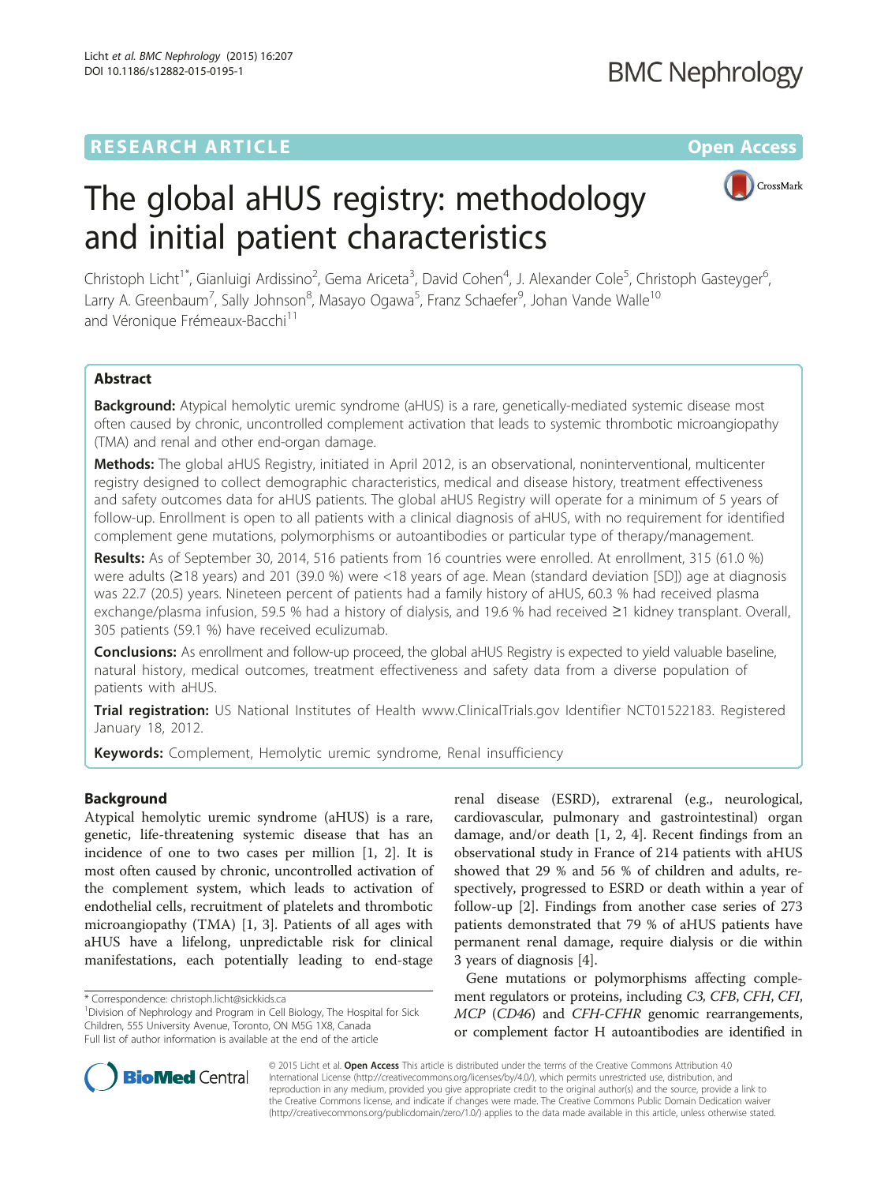RESEARCH ARTICLE

Open Access

# The global aHUS registry: methodology and initial patient characteristics

Christoph Licht[1*], Gianluigi Ardissino[2], Gema Ariceta[3], David Cohen[4], J. Alexander Cole[5], Christoph Gasteyger[6], Larry A. Greenbaum[7], Sally Johnson[8], Masayo Ogawa[5], Franz Schaefer[9], Johan Vande Walle[10] and Véronique Frémeaux-Bacchi[11]

## Abstract

**Background:** Atypical hemolytic uremic syndrome (aHUS) is a rare, genetically-mediated systemic disease most often caused by chronic, uncontrolled complement activation that leads to systemic thrombotic microangiopathy (TMA) and renal and other end-organ damage.

**Methods:** The global aHUS Registry, initiated in April 2012, is an observational, noninterventional, multicenter registry designed to collect demographic characteristics, medical and disease history, treatment effectiveness and safety outcomes data for aHUS patients. The global aHUS Registry will operate for a minimum of 5 years of follow-up. Enrollment is open to all patients with a clinical diagnosis of aHUS, with no requirement for identified complement gene mutations, polymorphisms or autoantibodies or particular type of therapy/management.

**Results:** As of September 30, 2014, 516 patients from 16 countries were enrolled. At enrollment, 315 (61.0 %) were adults (≥18 years) and 201 (39.0 %) were <18 years of age. Mean (standard deviation [SD]) age at diagnosis was 22.7 (20.5) years. Nineteen percent of patients had a family history of aHUS, 60.3 % had received plasma exchange/plasma infusion, 59.5 % had a history of dialysis, and 19.6 % had received ≥1 kidney transplant. Overall, 305 patients (59.1 %) have received eculizumab.

**Conclusions:** As enrollment and follow-up proceed, the global aHUS Registry is expected to yield valuable baseline, natural history, medical outcomes, treatment effectiveness and safety data from a diverse population of patients with aHUS.

**Trial registration:** US National Institutes of Health www.ClinicalTrials.gov Identifier NCT01522183. Registered January 18, 2012.

**Keywords:** Complement, Hemolytic uremic syndrome, Renal insufficiency

## Background

Atypical hemolytic uremic syndrome (aHUS) is a rare, genetic, life-threatening systemic disease that has an incidence of one to two cases per million [1, 2]. It is most often caused by chronic, uncontrolled activation of the complement system, which leads to activation of endothelial cells, recruitment of platelets and thrombotic microangiopathy (TMA) [1, 3]. Patients of all ages with aHUS have a lifelong, unpredictable risk for clinical manifestations, each potentially leading to end-stage renal disease (ESRD), extrarenal (e.g., neurological, cardiovascular, pulmonary and gastrointestinal) organ damage, and/or death [1, 2, 4]. Recent findings from an observational study in France of 214 patients with aHUS showed that 29 % and 56 % of children and adults, respectively, progressed to ESRD or death within a year of follow-up [2]. Findings from another case series of 273 patients demonstrated that 79 % of aHUS patients have permanent renal damage, require dialysis or die within 3 years of diagnosis [4].

Gene mutations or polymorphisms affecting complement regulators or proteins, including *C3*, *CFB*, *CFH*, *CFI*, *MCP* (*CD46*) and *CFH-CFHR* genomic rearrangements, or complement factor H autoantibodies are identified in

\* Correspondence: christoph.licht@sickkids.ca
[1]Division of Nephrology and Program in Cell Biology, The Hospital for Sick Children, 555 University Avenue, Toronto, ON M5G 1X8, Canada
Full list of author information is available at the end of the article

© 2015 Licht et al. **Open Access** This article is distributed under the terms of the Creative Commons Attribution 4.0 International License (http://creativecommons.org/licenses/by/4.0/), which permits unrestricted use, distribution, and reproduction in any medium, provided you give appropriate credit to the original author(s) and the source, provide a link to the Creative Commons license, and indicate if changes were made. The Creative Commons Public Domain Dedication waiver (http://creativecommons.org/publicdomain/zero/1.0/) applies to the data made available in this article, unless otherwise stated.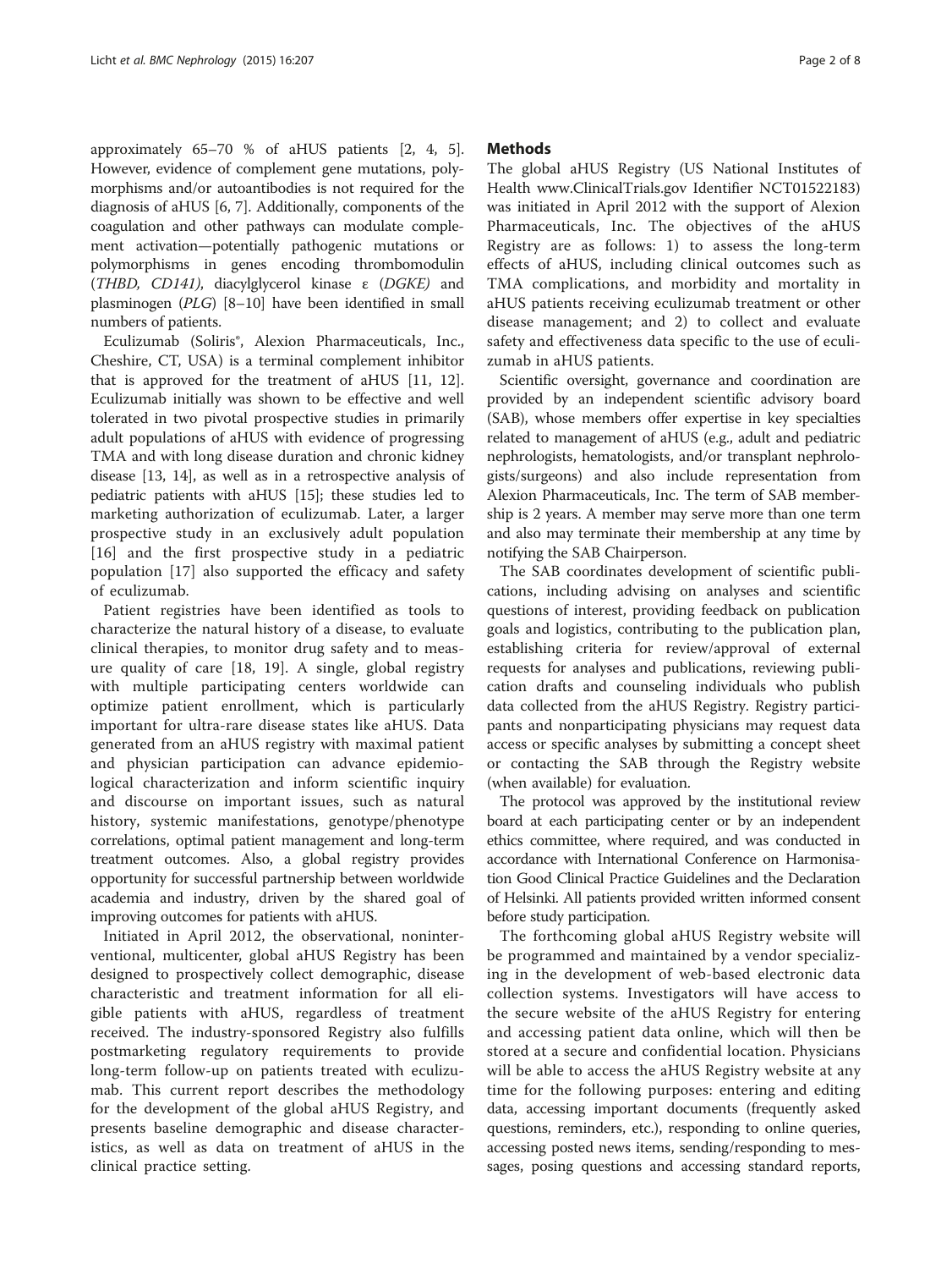approximately 65–70 % of aHUS patients [2, 4, 5]. However, evidence of complement gene mutations, polymorphisms and/or autoantibodies is not required for the diagnosis of aHUS [6, 7]. Additionally, components of the coagulation and other pathways can modulate complement activation—potentially pathogenic mutations or polymorphisms in genes encoding thrombomodulin (*THBD, CD141*), diacylglycerol kinase ε (*DGKE*) and plasminogen (*PLG*) [8–10] have been identified in small numbers of patients.

Eculizumab (Soliris®, Alexion Pharmaceuticals, Inc., Cheshire, CT, USA) is a terminal complement inhibitor that is approved for the treatment of aHUS [11, 12]. Eculizumab initially was shown to be effective and well tolerated in two pivotal prospective studies in primarily adult populations of aHUS with evidence of progressing TMA and with long disease duration and chronic kidney disease [13, 14], as well as in a retrospective analysis of pediatric patients with aHUS [15]; these studies led to marketing authorization of eculizumab. Later, a larger prospective study in an exclusively adult population [16] and the first prospective study in a pediatric population [17] also supported the efficacy and safety of eculizumab.

Patient registries have been identified as tools to characterize the natural history of a disease, to evaluate clinical therapies, to monitor drug safety and to measure quality of care [18, 19]. A single, global registry with multiple participating centers worldwide can optimize patient enrollment, which is particularly important for ultra-rare disease states like aHUS. Data generated from an aHUS registry with maximal patient and physician participation can advance epidemiological characterization and inform scientific inquiry and discourse on important issues, such as natural history, systemic manifestations, genotype/phenotype correlations, optimal patient management and long-term treatment outcomes. Also, a global registry provides opportunity for successful partnership between worldwide academia and industry, driven by the shared goal of improving outcomes for patients with aHUS.

Initiated in April 2012, the observational, noninterventional, multicenter, global aHUS Registry has been designed to prospectively collect demographic, disease characteristic and treatment information for all eligible patients with aHUS, regardless of treatment received. The industry-sponsored Registry also fulfills postmarketing regulatory requirements to provide long-term follow-up on patients treated with eculizumab. This current report describes the methodology for the development of the global aHUS Registry, and presents baseline demographic and disease characteristics, as well as data on treatment of aHUS in the clinical practice setting.

## Methods

The global aHUS Registry (US National Institutes of Health www.ClinicalTrials.gov Identifier NCT01522183) was initiated in April 2012 with the support of Alexion Pharmaceuticals, Inc. The objectives of the aHUS Registry are as follows: 1) to assess the long-term effects of aHUS, including clinical outcomes such as TMA complications, and morbidity and mortality in aHUS patients receiving eculizumab treatment or other disease management; and 2) to collect and evaluate safety and effectiveness data specific to the use of eculizumab in aHUS patients.

Scientific oversight, governance and coordination are provided by an independent scientific advisory board (SAB), whose members offer expertise in key specialties related to management of aHUS (e.g., adult and pediatric nephrologists, hematologists, and/or transplant nephrologists/surgeons) and also include representation from Alexion Pharmaceuticals, Inc. The term of SAB membership is 2 years. A member may serve more than one term and also may terminate their membership at any time by notifying the SAB Chairperson.

The SAB coordinates development of scientific publications, including advising on analyses and scientific questions of interest, providing feedback on publication goals and logistics, contributing to the publication plan, establishing criteria for review/approval of external requests for analyses and publications, reviewing publication drafts and counseling individuals who publish data collected from the aHUS Registry. Registry participants and nonparticipating physicians may request data access or specific analyses by submitting a concept sheet or contacting the SAB through the Registry website (when available) for evaluation.

The protocol was approved by the institutional review board at each participating center or by an independent ethics committee, where required, and was conducted in accordance with International Conference on Harmonisation Good Clinical Practice Guidelines and the Declaration of Helsinki. All patients provided written informed consent before study participation.

The forthcoming global aHUS Registry website will be programmed and maintained by a vendor specializing in the development of web-based electronic data collection systems. Investigators will have access to the secure website of the aHUS Registry for entering and accessing patient data online, which will then be stored at a secure and confidential location. Physicians will be able to access the aHUS Registry website at any time for the following purposes: entering and editing data, accessing important documents (frequently asked questions, reminders, etc.), responding to online queries, accessing posted news items, sending/responding to messages, posing questions and accessing standard reports,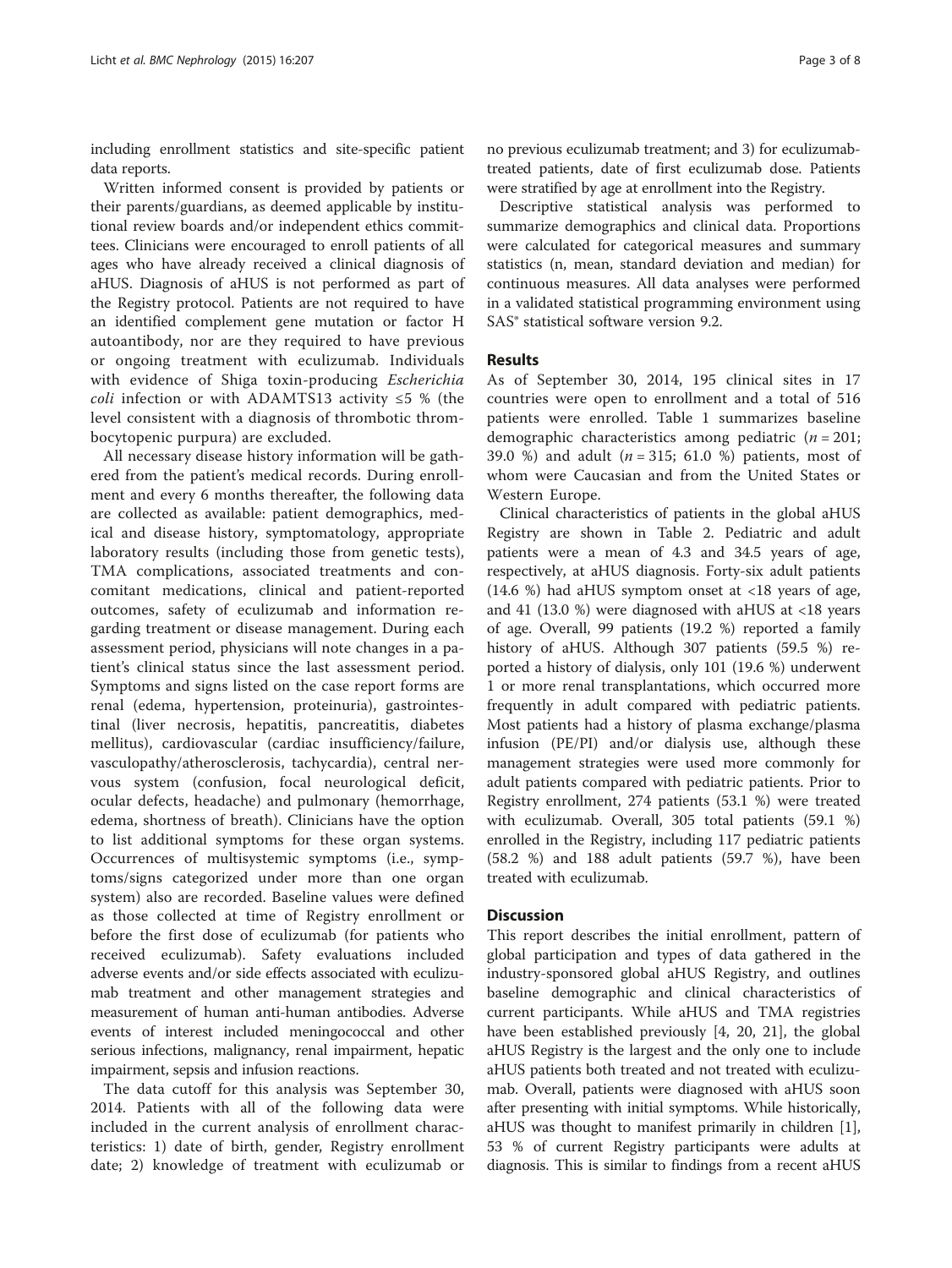including enrollment statistics and site-specific patient data reports.

Written informed consent is provided by patients or their parents/guardians, as deemed applicable by institutional review boards and/or independent ethics committees. Clinicians were encouraged to enroll patients of all ages who have already received a clinical diagnosis of aHUS. Diagnosis of aHUS is not performed as part of the Registry protocol. Patients are not required to have an identified complement gene mutation or factor H autoantibody, nor are they required to have previous or ongoing treatment with eculizumab. Individuals with evidence of Shiga toxin-producing *Escherichia coli* infection or with ADAMTS13 activity ≤5 % (the level consistent with a diagnosis of thrombotic thrombocytopenic purpura) are excluded.

All necessary disease history information will be gathered from the patient's medical records. During enrollment and every 6 months thereafter, the following data are collected as available: patient demographics, medical and disease history, symptomatology, appropriate laboratory results (including those from genetic tests), TMA complications, associated treatments and concomitant medications, clinical and patient-reported outcomes, safety of eculizumab and information regarding treatment or disease management. During each assessment period, physicians will note changes in a patient's clinical status since the last assessment period. Symptoms and signs listed on the case report forms are renal (edema, hypertension, proteinuria), gastrointestinal (liver necrosis, hepatitis, pancreatitis, diabetes mellitus), cardiovascular (cardiac insufficiency/failure, vasculopathy/atherosclerosis, tachycardia), central nervous system (confusion, focal neurological deficit, ocular defects, headache) and pulmonary (hemorrhage, edema, shortness of breath). Clinicians have the option to list additional symptoms for these organ systems. Occurrences of multisystemic symptoms (i.e., symptoms/signs categorized under more than one organ system) also are recorded. Baseline values were defined as those collected at time of Registry enrollment or before the first dose of eculizumab (for patients who received eculizumab). Safety evaluations included adverse events and/or side effects associated with eculizumab treatment and other management strategies and measurement of human anti-human antibodies. Adverse events of interest included meningococcal and other serious infections, malignancy, renal impairment, hepatic impairment, sepsis and infusion reactions.

The data cutoff for this analysis was September 30, 2014. Patients with all of the following data were included in the current analysis of enrollment characteristics: 1) date of birth, gender, Registry enrollment date; 2) knowledge of treatment with eculizumab or no previous eculizumab treatment; and 3) for eculizumab-treated patients, date of first eculizumab dose. Patients were stratified by age at enrollment into the Registry.

Descriptive statistical analysis was performed to summarize demographics and clinical data. Proportions were calculated for categorical measures and summary statistics (n, mean, standard deviation and median) for continuous measures. All data analyses were performed in a validated statistical programming environment using SAS® statistical software version 9.2.

## Results

As of September 30, 2014, 195 clinical sites in 17 countries were open to enrollment and a total of 516 patients were enrolled. Table 1 summarizes baseline demographic characteristics among pediatric ($n = 201$; 39.0 %) and adult ($n = 315$; 61.0 %) patients, most of whom were Caucasian and from the United States or Western Europe.

Clinical characteristics of patients in the global aHUS Registry are shown in Table 2. Pediatric and adult patients were a mean of 4.3 and 34.5 years of age, respectively, at aHUS diagnosis. Forty-six adult patients (14.6 %) had aHUS symptom onset at <18 years of age, and 41 (13.0 %) were diagnosed with aHUS at <18 years of age. Overall, 99 patients (19.2 %) reported a family history of aHUS. Although 307 patients (59.5 %) reported a history of dialysis, only 101 (19.6 %) underwent 1 or more renal transplantations, which occurred more frequently in adult compared with pediatric patients. Most patients had a history of plasma exchange/plasma infusion (PE/PI) and/or dialysis use, although these management strategies were used more commonly for adult patients compared with pediatric patients. Prior to Registry enrollment, 274 patients (53.1 %) were treated with eculizumab. Overall, 305 total patients (59.1 %) enrolled in the Registry, including 117 pediatric patients (58.2 %) and 188 adult patients (59.7 %), have been treated with eculizumab.

## Discussion

This report describes the initial enrollment, pattern of global participation and types of data gathered in the industry-sponsored global aHUS Registry, and outlines baseline demographic and clinical characteristics of current participants. While aHUS and TMA registries have been established previously [4, 20, 21], the global aHUS Registry is the largest and the only one to include aHUS patients both treated and not treated with eculizumab. Overall, patients were diagnosed with aHUS soon after presenting with initial symptoms. While historically, aHUS was thought to manifest primarily in children [1], 53 % of current Registry participants were adults at diagnosis. This is similar to findings from a recent aHUS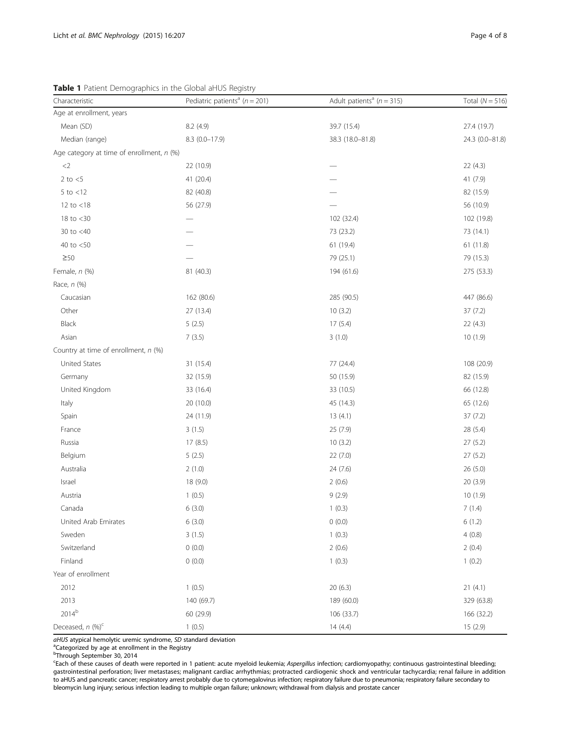**Table 1** Patient Demographics in the Global aHUS Registry

| Characteristic | Pediatric patients[a] (n = 201) | Adult patients[a] (n = 315) | Total (N = 516) |
|---|---|---|---|
| Age at enrollment, years | | | |
| Mean (SD) | 8.2 (4.9) | 39.7 (15.4) | 27.4 (19.7) |
| Median (range) | 8.3 (0.0–17.9) | 38.3 (18.0–81.8) | 24.3 (0.0–81.8) |
| Age category at time of enrollment, *n* (%) | | | |
| <2 | 22 (10.9) | — | 22 (4.3) |
| 2 to <5 | 41 (20.4) | — | 41 (7.9) |
| 5 to <12 | 82 (40.8) | — | 82 (15.9) |
| 12 to <18 | 56 (27.9) | — | 56 (10.9) |
| 18 to <30 | — | 102 (32.4) | 102 (19.8) |
| 30 to <40 | — | 73 (23.2) | 73 (14.1) |
| 40 to <50 | — | 61 (19.4) | 61 (11.8) |
| ≥50 | — | 79 (25.1) | 79 (15.3) |
| Female, *n* (%) | 81 (40.3) | 194 (61.6) | 275 (53.3) |
| Race, *n* (%) | | | |
| Caucasian | 162 (80.6) | 285 (90.5) | 447 (86.6) |
| Other | 27 (13.4) | 10 (3.2) | 37 (7.2) |
| Black | 5 (2.5) | 17 (5.4) | 22 (4.3) |
| Asian | 7 (3.5) | 3 (1.0) | 10 (1.9) |
| Country at time of enrollment, *n* (%) | | | |
| United States | 31 (15.4) | 77 (24.4) | 108 (20.9) |
| Germany | 32 (15.9) | 50 (15.9) | 82 (15.9) |
| United Kingdom | 33 (16.4) | 33 (10.5) | 66 (12.8) |
| Italy | 20 (10.0) | 45 (14.3) | 65 (12.6) |
| Spain | 24 (11.9) | 13 (4.1) | 37 (7.2) |
| France | 3 (1.5) | 25 (7.9) | 28 (5.4) |
| Russia | 17 (8.5) | 10 (3.2) | 27 (5.2) |
| Belgium | 5 (2.5) | 22 (7.0) | 27 (5.2) |
| Australia | 2 (1.0) | 24 (7.6) | 26 (5.0) |
| Israel | 18 (9.0) | 2 (0.6) | 20 (3.9) |
| Austria | 1 (0.5) | 9 (2.9) | 10 (1.9) |
| Canada | 6 (3.0) | 1 (0.3) | 7 (1.4) |
| United Arab Emirates | 6 (3.0) | 0 (0.0) | 6 (1.2) |
| Sweden | 3 (1.5) | 1 (0.3) | 4 (0.8) |
| Switzerland | 0 (0.0) | 2 (0.6) | 2 (0.4) |
| Finland | 0 (0.0) | 1 (0.3) | 1 (0.2) |
| Year of enrollment | | | |
| 2012 | 1 (0.5) | 20 (6.3) | 21 (4.1) |
| 2013 | 140 (69.7) | 189 (60.0) | 329 (63.8) |
| 2014[b] | 60 (29.9) | 106 (33.7) | 166 (32.2) |
| Deceased, *n* (%)[c] | 1 (0.5) | 14 (4.4) | 15 (2.9) |

*aHUS* atypical hemolytic uremic syndrome, *SD* standard deviation

[a]Categorized by age at enrollment in the Registry

[b]Through September 30, 2014

[c]Each of these causes of death were reported in 1 patient: acute myeloid leukemia; *Aspergillus* infection; cardiomyopathy; continuous gastrointestinal bleeding; gastrointestinal perforation; liver metastases; malignant cardiac arrhythmias; protracted cardiogenic shock and ventricular tachycardia; renal failure in addition to aHUS and pancreatic cancer; respiratory arrest probably due to cytomegalovirus infection; respiratory failure due to pneumonia; respiratory failure secondary to bleomycin lung injury; serious infection leading to multiple organ failure; unknown; withdrawal from dialysis and prostate cancer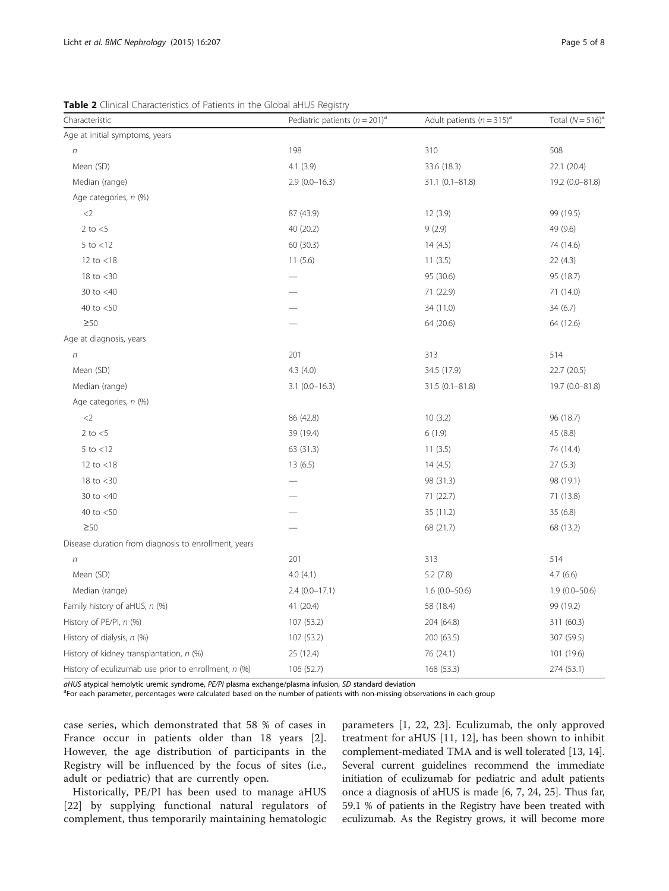**Table 2** Clinical Characteristics of Patients in the Global aHUS Registry

| Characteristic | Pediatric patients ($n = 201$)[a] | Adult patients ($n = 315$)[a] | Total ($N = 516$)[a] |
|---|---|---|---|
| Age at initial symptoms, years | | | |
| *n* | 198 | 310 | 508 |
| Mean (SD) | 4.1 (3.9) | 33.6 (18.3) | 22.1 (20.4) |
| Median (range) | 2.9 (0.0–16.3) | 31.1 (0.1–81.8) | 19.2 (0.0–81.8) |
| Age categories, *n* (%) | | | |
| <2 | 87 (43.9) | 12 (3.9) | 99 (19.5) |
| 2 to <5 | 40 (20.2) | 9 (2.9) | 49 (9.6) |
| 5 to <12 | 60 (30.3) | 14 (4.5) | 74 (14.6) |
| 12 to <18 | 11 (5.6) | 11 (3.5) | 22 (4.3) |
| 18 to <30 | — | 95 (30.6) | 95 (18.7) |
| 30 to <40 | — | 71 (22.9) | 71 (14.0) |
| 40 to <50 | — | 34 (11.0) | 34 (6.7) |
| ≥50 | — | 64 (20.6) | 64 (12.6) |
| Age at diagnosis, years | | | |
| *n* | 201 | 313 | 514 |
| Mean (SD) | 4.3 (4.0) | 34.5 (17.9) | 22.7 (20.5) |
| Median (range) | 3.1 (0.0–16.3) | 31.5 (0.1–81.8) | 19.7 (0.0–81.8) |
| Age categories, *n* (%) | | | |
| <2 | 86 (42.8) | 10 (3.2) | 96 (18.7) |
| 2 to <5 | 39 (19.4) | 6 (1.9) | 45 (8.8) |
| 5 to <12 | 63 (31.3) | 11 (3.5) | 74 (14.4) |
| 12 to <18 | 13 (6.5) | 14 (4.5) | 27 (5.3) |
| 18 to <30 | — | 98 (31.3) | 98 (19.1) |
| 30 to <40 | — | 71 (22.7) | 71 (13.8) |
| 40 to <50 | — | 35 (11.2) | 35 (6.8) |
| ≥50 | — | 68 (21.7) | 68 (13.2) |
| Disease duration from diagnosis to enrollment, years | | | |
| *n* | 201 | 313 | 514 |
| Mean (SD) | 4.0 (4.1) | 5.2 (7.8) | 4.7 (6.6) |
| Median (range) | 2.4 (0.0–17.1) | 1.6 (0.0–50.6) | 1.9 (0.0–50.6) |
| Family history of aHUS, *n* (%) | 41 (20.4) | 58 (18.4) | 99 (19.2) |
| History of PE/PI, *n* (%) | 107 (53.2) | 204 (64.8) | 311 (60.3) |
| History of dialysis, *n* (%) | 107 (53.2) | 200 (63.5) | 307 (59.5) |
| History of kidney transplantation, *n* (%) | 25 (12.4) | 76 (24.1) | 101 (19.6) |
| History of eculizumab use prior to enrollment, *n* (%) | 106 (52.7) | 168 (53.3) | 274 (53.1) |

*aHUS* atypical hemolytic uremic syndrome, *PE/PI* plasma exchange/plasma infusion, *SD* standard deviation
[a]For each parameter, percentages were calculated based on the number of patients with non-missing observations in each group

case series, which demonstrated that 58 % of cases in France occur in patients older than 18 years [2]. However, the age distribution of participants in the Registry will be influenced by the focus of sites (i.e., adult or pediatric) that are currently open.

Historically, PE/PI has been used to manage aHUS [22] by supplying functional natural regulators of complement, thus temporarily maintaining hematologic parameters [1, 22, 23]. Eculizumab, the only approved treatment for aHUS [11, 12], has been shown to inhibit complement-mediated TMA and is well tolerated [13, 14]. Several current guidelines recommend the immediate initiation of eculizumab for pediatric and adult patients once a diagnosis of aHUS is made [6, 7, 24, 25]. Thus far, 59.1 % of patients in the Registry have been treated with eculizumab. As the Registry grows, it will become more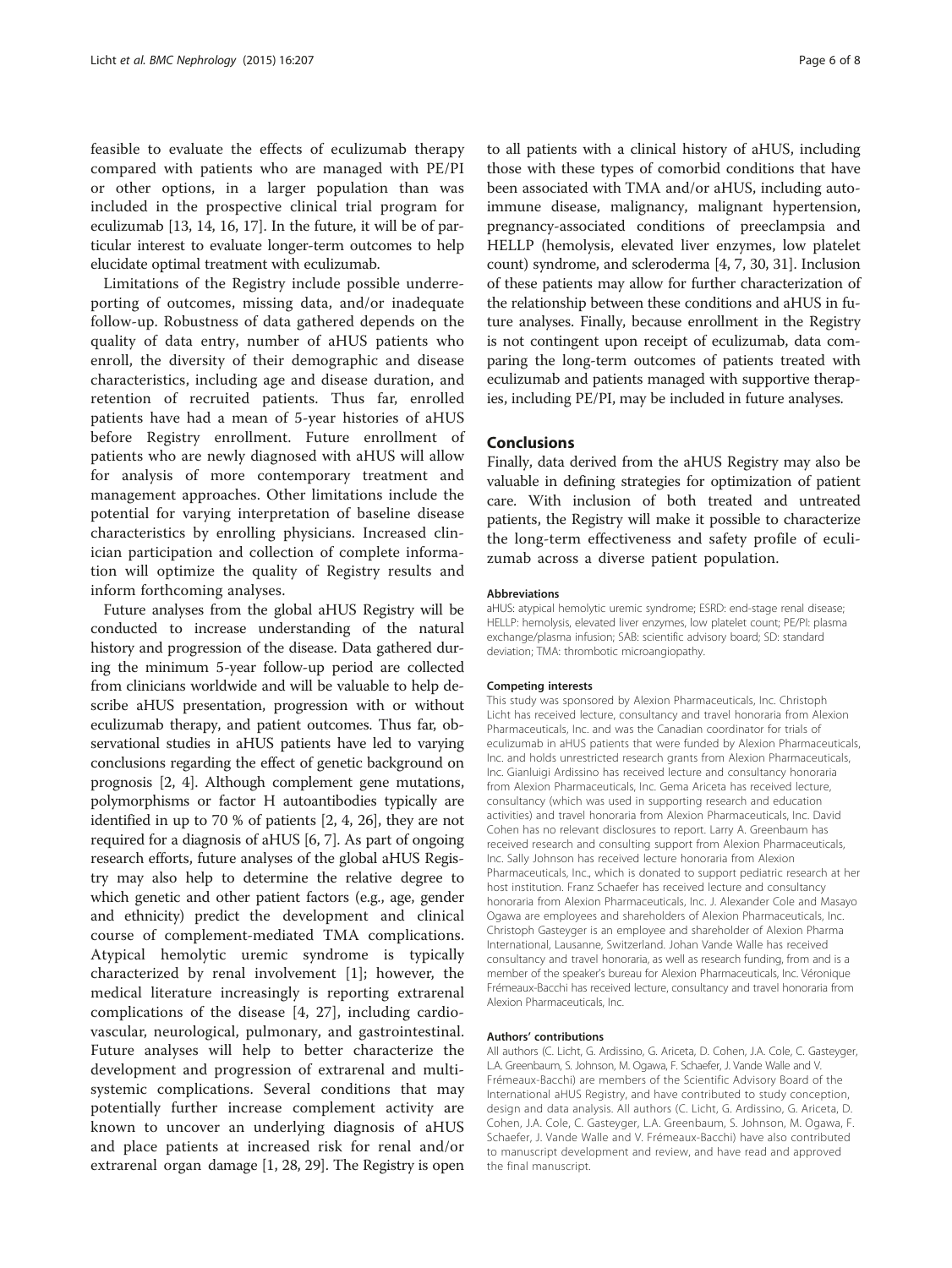feasible to evaluate the effects of eculizumab therapy compared with patients who are managed with PE/PI or other options, in a larger population than was included in the prospective clinical trial program for eculizumab [13, 14, 16, 17]. In the future, it will be of particular interest to evaluate longer-term outcomes to help elucidate optimal treatment with eculizumab.

Limitations of the Registry include possible underreporting of outcomes, missing data, and/or inadequate follow-up. Robustness of data gathered depends on the quality of data entry, number of aHUS patients who enroll, the diversity of their demographic and disease characteristics, including age and disease duration, and retention of recruited patients. Thus far, enrolled patients have had a mean of 5-year histories of aHUS before Registry enrollment. Future enrollment of patients who are newly diagnosed with aHUS will allow for analysis of more contemporary treatment and management approaches. Other limitations include the potential for varying interpretation of baseline disease characteristics by enrolling physicians. Increased clinician participation and collection of complete information will optimize the quality of Registry results and inform forthcoming analyses.

Future analyses from the global aHUS Registry will be conducted to increase understanding of the natural history and progression of the disease. Data gathered during the minimum 5-year follow-up period are collected from clinicians worldwide and will be valuable to help describe aHUS presentation, progression with or without eculizumab therapy, and patient outcomes. Thus far, observational studies in aHUS patients have led to varying conclusions regarding the effect of genetic background on prognosis [2, 4]. Although complement gene mutations, polymorphisms or factor H autoantibodies typically are identified in up to 70 % of patients [2, 4, 26], they are not required for a diagnosis of aHUS [6, 7]. As part of ongoing research efforts, future analyses of the global aHUS Registry may also help to determine the relative degree to which genetic and other patient factors (e.g., age, gender and ethnicity) predict the development and clinical course of complement-mediated TMA complications. Atypical hemolytic uremic syndrome is typically characterized by renal involvement [1]; however, the medical literature increasingly is reporting extrarenal complications of the disease [4, 27], including cardiovascular, neurological, pulmonary, and gastrointestinal. Future analyses will help to better characterize the development and progression of extrarenal and multisystemic complications. Several conditions that may potentially further increase complement activity are known to uncover an underlying diagnosis of aHUS and place patients at increased risk for renal and/or extrarenal organ damage [1, 28, 29]. The Registry is open to all patients with a clinical history of aHUS, including those with these types of comorbid conditions that have been associated with TMA and/or aHUS, including autoimmune disease, malignancy, malignant hypertension, pregnancy-associated conditions of preeclampsia and HELLP (hemolysis, elevated liver enzymes, low platelet count) syndrome, and scleroderma [4, 7, 30, 31]. Inclusion of these patients may allow for further characterization of the relationship between these conditions and aHUS in future analyses. Finally, because enrollment in the Registry is not contingent upon receipt of eculizumab, data comparing the long-term outcomes of patients treated with eculizumab and patients managed with supportive therapies, including PE/PI, may be included in future analyses.

## Conclusions

Finally, data derived from the aHUS Registry may also be valuable in defining strategies for optimization of patient care. With inclusion of both treated and untreated patients, the Registry will make it possible to characterize the long-term effectiveness and safety profile of eculizumab across a diverse patient population.

#### Abbreviations

aHUS: atypical hemolytic uremic syndrome; ESRD: end-stage renal disease; HELLP: hemolysis, elevated liver enzymes, low platelet count; PE/PI: plasma exchange/plasma infusion; SAB: scientific advisory board; SD: standard deviation; TMA: thrombotic microangiopathy.

#### Competing interests

This study was sponsored by Alexion Pharmaceuticals, Inc. Christoph Licht has received lecture, consultancy and travel honoraria from Alexion Pharmaceuticals, Inc. and was the Canadian coordinator for trials of eculizumab in aHUS patients that were funded by Alexion Pharmaceuticals, Inc. and holds unrestricted research grants from Alexion Pharmaceuticals, Inc. Gianluigi Ardissino has received lecture and consultancy honoraria from Alexion Pharmaceuticals, Inc. Gema Ariceta has received lecture, consultancy (which was used in supporting research and education activities) and travel honoraria from Alexion Pharmaceuticals, Inc. David Cohen has no relevant disclosures to report. Larry A. Greenbaum has received research and consulting support from Alexion Pharmaceuticals, Inc. Sally Johnson has received lecture honoraria from Alexion Pharmaceuticals, Inc., which is donated to support pediatric research at her host institution. Franz Schaefer has received lecture and consultancy honoraria from Alexion Pharmaceuticals, Inc. J. Alexander Cole and Masayo Ogawa are employees and shareholders of Alexion Pharmaceuticals, Inc. Christoph Gasteyger is an employee and shareholder of Alexion Pharma International, Lausanne, Switzerland. Johan Vande Walle has received consultancy and travel honoraria, as well as research funding, from and is a member of the speaker's bureau for Alexion Pharmaceuticals, Inc. Véronique Frémeaux-Bacchi has received lecture, consultancy and travel honoraria from Alexion Pharmaceuticals, Inc.

#### Authors' contributions

All authors (C. Licht, G. Ardissino, G. Ariceta, D. Cohen, J.A. Cole, C. Gasteyger, L.A. Greenbaum, S. Johnson, M. Ogawa, F. Schaefer, J. Vande Walle and V. Frémeaux-Bacchi) are members of the Scientific Advisory Board of the International aHUS Registry, and have contributed to study conception, design and data analysis. All authors (C. Licht, G. Ardissino, G. Ariceta, D. Cohen, J.A. Cole, C. Gasteyger, L.A. Greenbaum, S. Johnson, M. Ogawa, F. Schaefer, J. Vande Walle and V. Frémeaux-Bacchi) have also contributed to manuscript development and review, and have read and approved the final manuscript.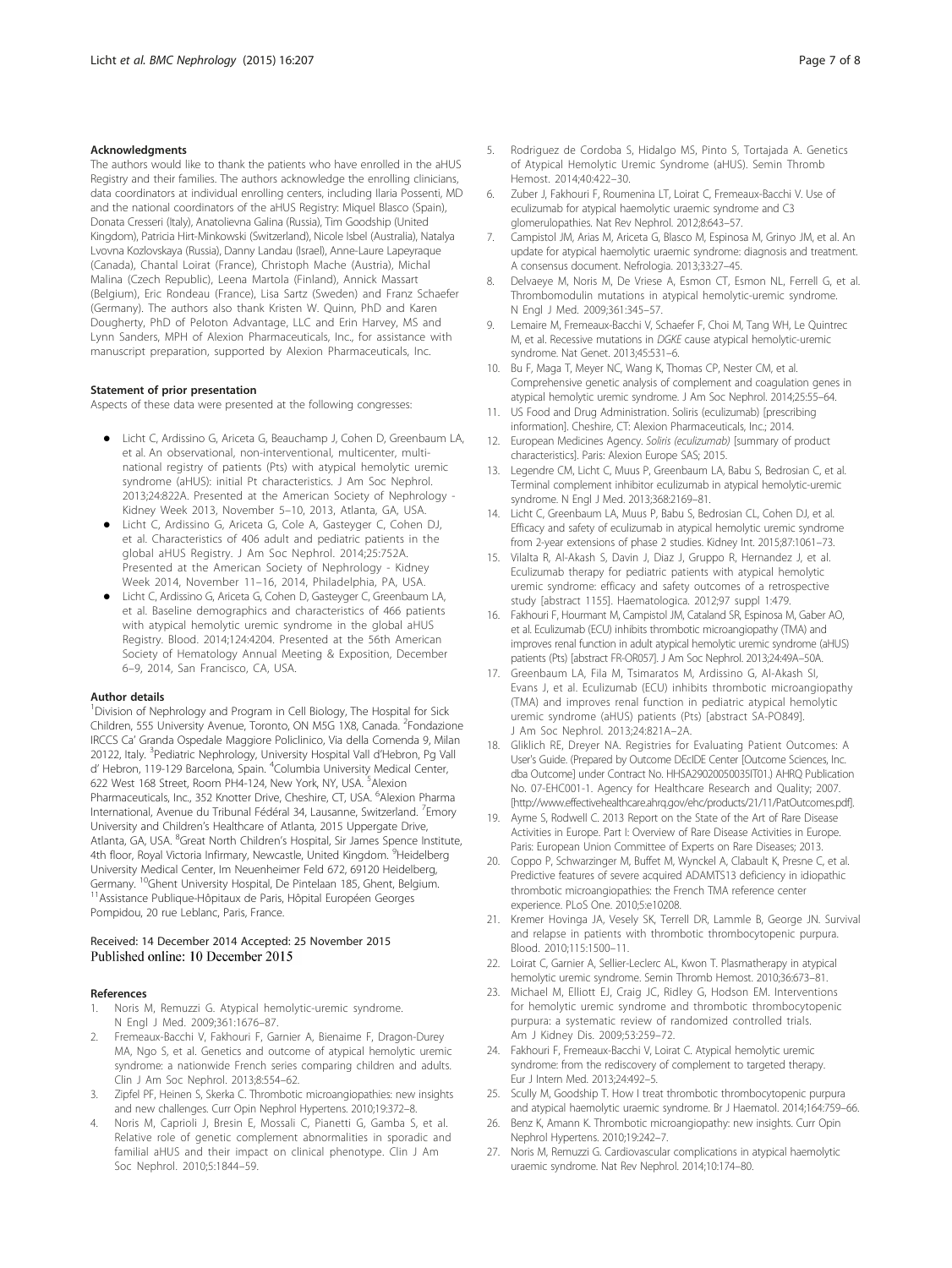#### Acknowledgments

The authors would like to thank the patients who have enrolled in the aHUS Registry and their families. The authors acknowledge the enrolling clinicians, data coordinators at individual enrolling centers, including Ilaria Possenti, MD and the national coordinators of the aHUS Registry: Miquel Blasco (Spain), Donata Cresseri (Italy), Anatolievna Galina (Russia), Tim Goodship (United Kingdom), Patricia Hirt-Minkowski (Switzerland), Nicole Isbel (Australia), Natalya Lvovna Kozlovskaya (Russia), Danny Landau (Israel), Anne-Laure Lapeyraque (Canada), Chantal Loirat (France), Christoph Mache (Austria), Michal Malina (Czech Republic), Leena Martola (Finland), Annick Massart (Belgium), Eric Rondeau (France), Lisa Sartz (Sweden) and Franz Schaefer (Germany). The authors also thank Kristen W. Quinn, PhD and Karen Dougherty, PhD of Peloton Advantage, LLC and Erin Harvey, MS and Lynn Sanders, MPH of Alexion Pharmaceuticals, Inc., for assistance with manuscript preparation, supported by Alexion Pharmaceuticals, Inc.

#### Statement of prior presentation

Aspects of these data were presented at the following congresses:

- Licht C, Ardissino G, Ariceta G, Beauchamp J, Cohen D, Greenbaum LA, et al. An observational, non-interventional, multicenter, multi-national registry of patients (Pts) with atypical hemolytic uremic syndrome (aHUS): initial Pt characteristics. J Am Soc Nephrol. 2013;24:822A. Presented at the American Society of Nephrology - Kidney Week 2013, November 5–10, 2013, Atlanta, GA, USA.
- Licht C, Ardissino G, Ariceta G, Cole A, Gasteyger C, Cohen DJ, et al. Characteristics of 406 adult and pediatric patients in the global aHUS Registry. J Am Soc Nephrol. 2014;25:752A. Presented at the American Society of Nephrology - Kidney Week 2014, November 11–16, 2014, Philadelphia, PA, USA.
- Licht C, Ardissino G, Ariceta G, Cohen D, Gasteyger C, Greenbaum LA, et al. Baseline demographics and characteristics of 466 patients with atypical hemolytic uremic syndrome in the global aHUS Registry. Blood. 2014;124:4204. Presented at the 56th American Society of Hematology Annual Meeting & Exposition, December 6–9, 2014, San Francisco, CA, USA.

#### Author details

[1]Division of Nephrology and Program in Cell Biology, The Hospital for Sick Children, 555 University Avenue, Toronto, ON M5G 1X8, Canada. [2]Fondazione IRCCS Ca' Granda Ospedale Maggiore Policlinico, Via della Comenda 9, Milan 20122, Italy. [3]Pediatric Nephrology, University Hospital Vall d'Hebron, Pg Vall d' Hebron, 119-129 Barcelona, Spain. [4]Columbia University Medical Center, 622 West 168 Street, Room PH4-124, New York, NY, USA. [5]Alexion Pharmaceuticals, Inc., 352 Knotter Drive, Cheshire, CT, USA. [6]Alexion Pharma International, Avenue du Tribunal Fédéral 34, Lausanne, Switzerland. [7]Emory University and Children's Healthcare of Atlanta, 2015 Uppergate Drive, Atlanta, GA, USA. [8]Great North Children's Hospital, Sir James Spence Institute, 4th floor, Royal Victoria Infirmary, Newcastle, United Kingdom. [9]Heidelberg University Medical Center, Im Neuenheimer Feld 672, 69120 Heidelberg, Germany. [10]Ghent University Hospital, De Pintelaan 185, Ghent, Belgium. [11]Assistance Publique-Hôpitaux de Paris, Hôpital Européen Georges Pompidou, 20 rue Leblanc, Paris, France.

Received: 14 December 2014 Accepted: 25 November 2015
Published online: 10 December 2015

#### References

1. Noris M, Remuzzi G. Atypical hemolytic-uremic syndrome. N Engl J Med. 2009;361:1676–87.
2. Fremeaux-Bacchi V, Fakhouri F, Garnier A, Bienaime F, Dragon-Durey MA, Ngo S, et al. Genetics and outcome of atypical hemolytic uremic syndrome: a nationwide French series comparing children and adults. Clin J Am Soc Nephrol. 2013;8:554–62.
3. Zipfel PF, Heinen S, Skerka C. Thrombotic microangiopathies: new insights and new challenges. Curr Opin Nephrol Hypertens. 2010;19:372–8.
4. Noris M, Caprioli J, Bresin E, Mossali C, Pianetti G, Gamba S, et al. Relative role of genetic complement abnormalities in sporadic and familial aHUS and their impact on clinical phenotype. Clin J Am Soc Nephrol. 2010;5:1844–59.
5. Rodriguez de Cordoba S, Hidalgo MS, Pinto S, Tortajada A. Genetics of Atypical Hemolytic Uremic Syndrome (aHUS). Semin Thromb Hemost. 2014;40:422–30.
6. Zuber J, Fakhouri F, Roumenina LT, Loirat C, Fremeaux-Bacchi V. Use of eculizumab for atypical haemolytic uraemic syndrome and C3 glomerulopathies. Nat Rev Nephrol. 2012;8:643–57.
7. Campistol JM, Arias M, Ariceta G, Blasco M, Espinosa M, Grinyo JM, et al. An update for atypical haemolytic uraemic syndrome: diagnosis and treatment. A consensus document. Nefrologia. 2013;33:27–45.
8. Delvaeye M, Noris M, De Vriese A, Esmon CT, Esmon NL, Ferrell G, et al. Thrombomodulin mutations in atypical hemolytic-uremic syndrome. N Engl J Med. 2009;361:345–57.
9. Lemaire M, Fremeaux-Bacchi V, Schaefer F, Choi M, Tang WH, Le Quintrec M, et al. Recessive mutations in *DGKE* cause atypical hemolytic-uremic syndrome. Nat Genet. 2013;45:531–6.
10. Bu F, Maga T, Meyer NC, Wang K, Thomas CP, Nester CM, et al. Comprehensive genetic analysis of complement and coagulation genes in atypical hemolytic uremic syndrome. J Am Soc Nephrol. 2014;25:55–64.
11. US Food and Drug Administration. Soliris (eculizumab) [prescribing information]. Cheshire, CT: Alexion Pharmaceuticals, Inc.; 2014.
12. European Medicines Agency. *Soliris (eculizumab)* [summary of product characteristics]. Paris: Alexion Europe SAS; 2015.
13. Legendre CM, Licht C, Muus P, Greenbaum LA, Babu S, Bedrosian C, et al. Terminal complement inhibitor eculizumab in atypical hemolytic-uremic syndrome. N Engl J Med. 2013;368:2169–81.
14. Licht C, Greenbaum LA, Muus P, Babu S, Bedrosian CL, Cohen DJ, et al. Efficacy and safety of eculizumab in atypical hemolytic uremic syndrome from 2-year extensions of phase 2 studies. Kidney Int. 2015;87:1061–73.
15. Vilalta R, Al-Akash S, Davin J, Diaz J, Gruppo R, Hernandez J, et al. Eculizumab therapy for pediatric patients with atypical hemolytic uremic syndrome: efficacy and safety outcomes of a retrospective study [abstract 1155]. Haematologica. 2012;97 suppl 1:479.
16. Fakhouri F, Hourmant M, Campistol JM, Cataland SR, Espinosa M, Gaber AO, et al. Eculizumab (ECU) inhibits thrombotic microangiopathy (TMA) and improves renal function in adult atypical hemolytic uremic syndrome (aHUS) patients (Pts) [abstract FR-OR057]. J Am Soc Nephrol. 2013;24:49A–50A.
17. Greenbaum LA, Fila M, Tsimaratos M, Ardissino G, Al-Akash SI, Evans J, et al. Eculizumab (ECU) inhibits thrombotic microangiopathy (TMA) and improves renal function in pediatric atypical hemolytic uremic syndrome (aHUS) patients (Pts) [abstract SA-PO849]. J Am Soc Nephrol. 2013;24:821A–2A.
18. Gliklich RE, Dreyer NA. Registries for Evaluating Patient Outcomes: A User's Guide. (Prepared by Outcome DEcIDE Center [Outcome Sciences, Inc. dba Outcome] under Contract No. HHSA29020050035IT01.) AHRQ Publication No. 07-EHC001-1. Agency for Healthcare Research and Quality; 2007. [http://www.effectivehealthcare.ahrq.gov/ehc/products/21/11/PatOutcomes.pdf].
19. Ayme S, Rodwell C. 2013 Report on the State of the Art of Rare Disease Activities in Europe. Part I: Overview of Rare Disease Activities in Europe. Paris: European Union Committee of Experts on Rare Diseases; 2013.
20. Coppo P, Schwarzinger M, Buffet M, Wynckel A, Clabault K, Presne C, et al. Predictive features of severe acquired ADAMTS13 deficiency in idiopathic thrombotic microangiopathies: the French TMA reference center experience. PLoS One. 2010;5:e10208.
21. Kremer Hovinga JA, Vesely SK, Terrell DR, Lammle B, George JN. Survival and relapse in patients with thrombotic thrombocytopenic purpura. Blood. 2010;115:1500–11.
22. Loirat C, Garnier A, Sellier-Leclerc AL, Kwon T. Plasmatherapy in atypical hemolytic uremic syndrome. Semin Thromb Hemost. 2010;36:673–81.
23. Michael M, Elliott EJ, Craig JC, Ridley G, Hodson EM. Interventions for hemolytic uremic syndrome and thrombotic thrombocytopenic purpura: a systematic review of randomized controlled trials. Am J Kidney Dis. 2009;53:259–72.
24. Fakhouri F, Fremeaux-Bacchi V, Loirat C. Atypical hemolytic uremic syndrome: from the rediscovery of complement to targeted therapy. Eur J Intern Med. 2013;24:492–5.
25. Scully M, Goodship T. How I treat thrombotic thrombocytopenic purpura and atypical haemolytic uraemic syndrome. Br J Haematol. 2014;164:759–66.
26. Benz K, Amann K. Thrombotic microangiopathy: new insights. Curr Opin Nephrol Hypertens. 2010;19:242–7.
27. Noris M, Remuzzi G. Cardiovascular complications in atypical haemolytic uraemic syndrome. Nat Rev Nephrol. 2014;10:174–80.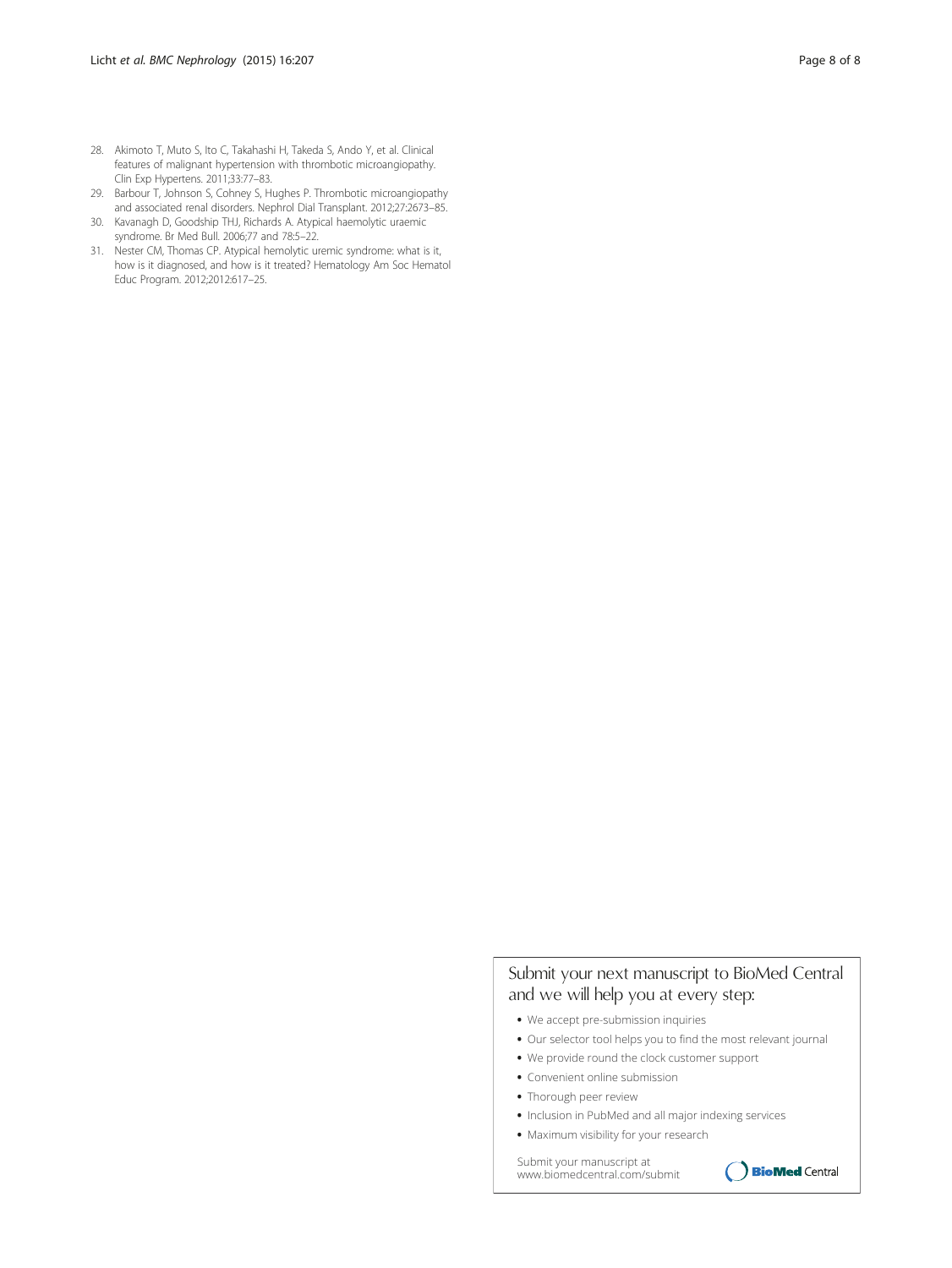28. Akimoto T, Muto S, Ito C, Takahashi H, Takeda S, Ando Y, et al. Clinical features of malignant hypertension with thrombotic microangiopathy. Clin Exp Hypertens. 2011;33:77–83.
29. Barbour T, Johnson S, Cohney S, Hughes P. Thrombotic microangiopathy and associated renal disorders. Nephrol Dial Transplant. 2012;27:2673–85.
30. Kavanagh D, Goodship THJ, Richards A. Atypical haemolytic uraemic syndrome. Br Med Bull. 2006;77 and 78:5–22.
31. Nester CM, Thomas CP. Atypical hemolytic uremic syndrome: what is it, how is it diagnosed, and how is it treated? Hematology Am Soc Hematol Educ Program. 2012;2012:617–25.

Submit your next manuscript to BioMed Central and we will help you at every step:

- We accept pre-submission inquiries
- Our selector tool helps you to find the most relevant journal
- We provide round the clock customer support
- Convenient online submission
- Thorough peer review
- Inclusion in PubMed and all major indexing services
- Maximum visibility for your research

Submit your manuscript at www.biomedcentral.com/submit

BioMed Central